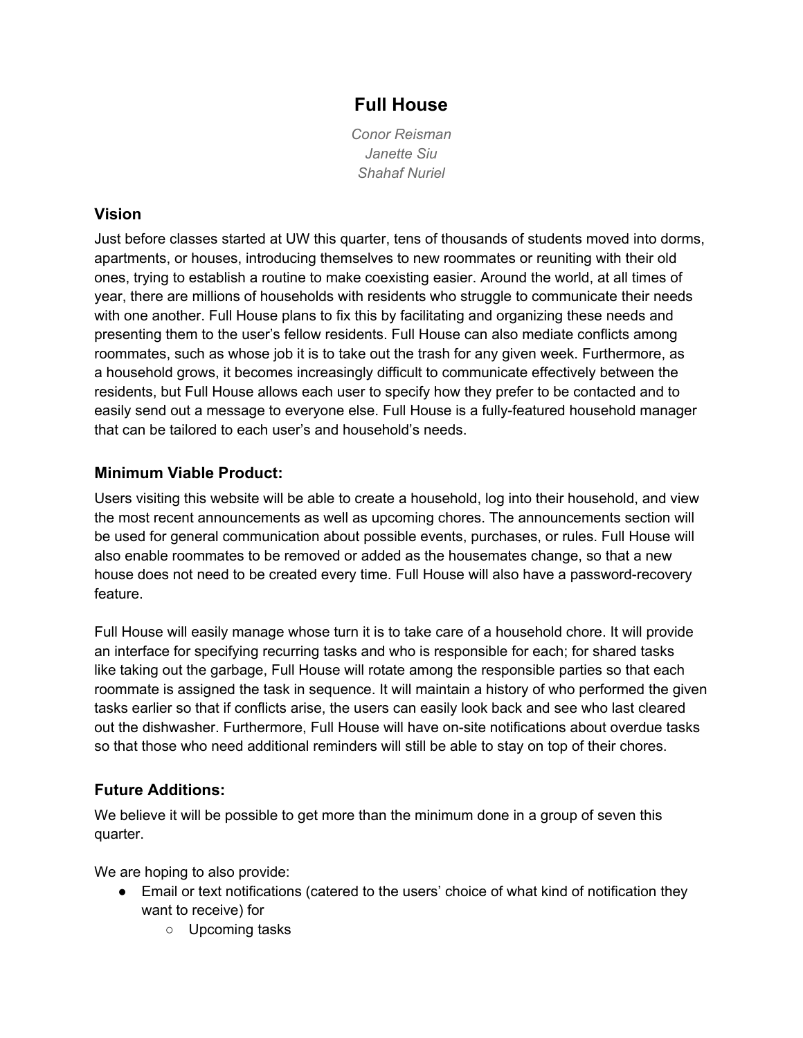# Full House

*Conor Reisman*
*Janette Siu*
*Shahaf Nuriel*

## Vision

Just before classes started at UW this quarter, tens of thousands of students moved into dorms, apartments, or houses, introducing themselves to new roommates or reuniting with their old ones, trying to establish a routine to make coexisting easier. Around the world, at all times of year, there are millions of households with residents who struggle to communicate their needs with one another. Full House plans to fix this by facilitating and organizing these needs and presenting them to the user's fellow residents. Full House can also mediate conflicts among roommates, such as whose job it is to take out the trash for any given week. Furthermore, as a household grows, it becomes increasingly difficult to communicate effectively between the residents, but Full House allows each user to specify how they prefer to be contacted and to easily send out a message to everyone else. Full House is a fully-featured household manager that can be tailored to each user's and household's needs.

## Minimum Viable Product:

Users visiting this website will be able to create a household, log into their household, and view the most recent announcements as well as upcoming chores. The announcements section will be used for general communication about possible events, purchases, or rules. Full House will also enable roommates to be removed or added as the housemates change, so that a new house does not need to be created every time. Full House will also have a password-recovery feature.

Full House will easily manage whose turn it is to take care of a household chore. It will provide an interface for specifying recurring tasks and who is responsible for each; for shared tasks like taking out the garbage, Full House will rotate among the responsible parties so that each roommate is assigned the task in sequence. It will maintain a history of who performed the given tasks earlier so that if conflicts arise, the users can easily look back and see who last cleared out the dishwasher. Furthermore, Full House will have on-site notifications about overdue tasks so that those who need additional reminders will still be able to stay on top of their chores.

## Future Additions:

We believe it will be possible to get more than the minimum done in a group of seven this quarter.

We are hoping to also provide:

- Email or text notifications (catered to the users' choice of what kind of notification they want to receive) for
  - Upcoming tasks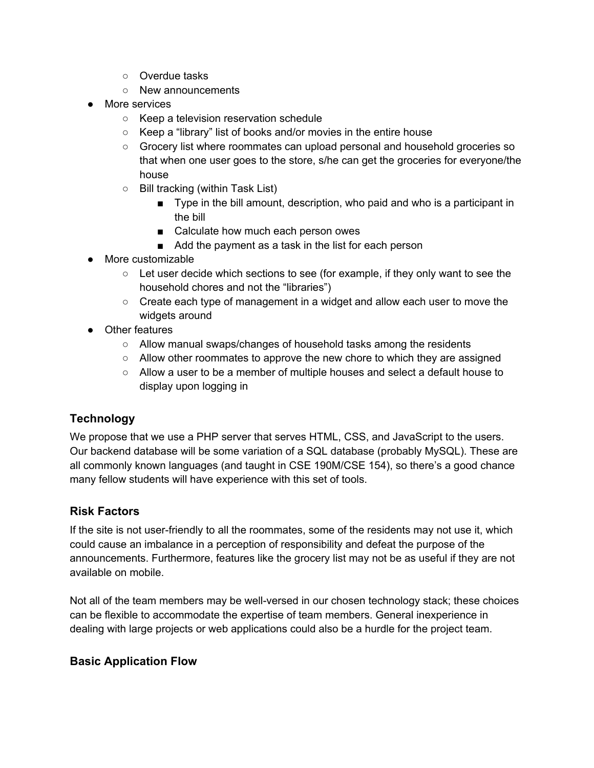- Overdue tasks
    - New announcements
- More services
    - Keep a television reservation schedule
    - Keep a "library" list of books and/or movies in the entire house
    - Grocery list where roommates can upload personal and household groceries so that when one user goes to the store, s/he can get the groceries for everyone/the house
    - Bill tracking (within Task List)
        - Type in the bill amount, description, who paid and who is a participant in the bill
        - Calculate how much each person owes
        - Add the payment as a task in the list for each person
- More customizable
    - Let user decide which sections to see (for example, if they only want to see the household chores and not the "libraries")
    - Create each type of management in a widget and allow each user to move the widgets around
- Other features
    - Allow manual swaps/changes of household tasks among the residents
    - Allow other roommates to approve the new chore to which they are assigned
    - Allow a user to be a member of multiple houses and select a default house to display upon logging in

### Technology

We propose that we use a PHP server that serves HTML, CSS, and JavaScript to the users. Our backend database will be some variation of a SQL database (probably MySQL). These are all commonly known languages (and taught in CSE 190M/CSE 154), so there's a good chance many fellow students will have experience with this set of tools.

### Risk Factors

If the site is not user-friendly to all the roommates, some of the residents may not use it, which could cause an imbalance in a perception of responsibility and defeat the purpose of the announcements. Furthermore, features like the grocery list may not be as useful if they are not available on mobile.

Not all of the team members may be well-versed in our chosen technology stack; these choices can be flexible to accommodate the expertise of team members. General inexperience in dealing with large projects or web applications could also be a hurdle for the project team.

### Basic Application Flow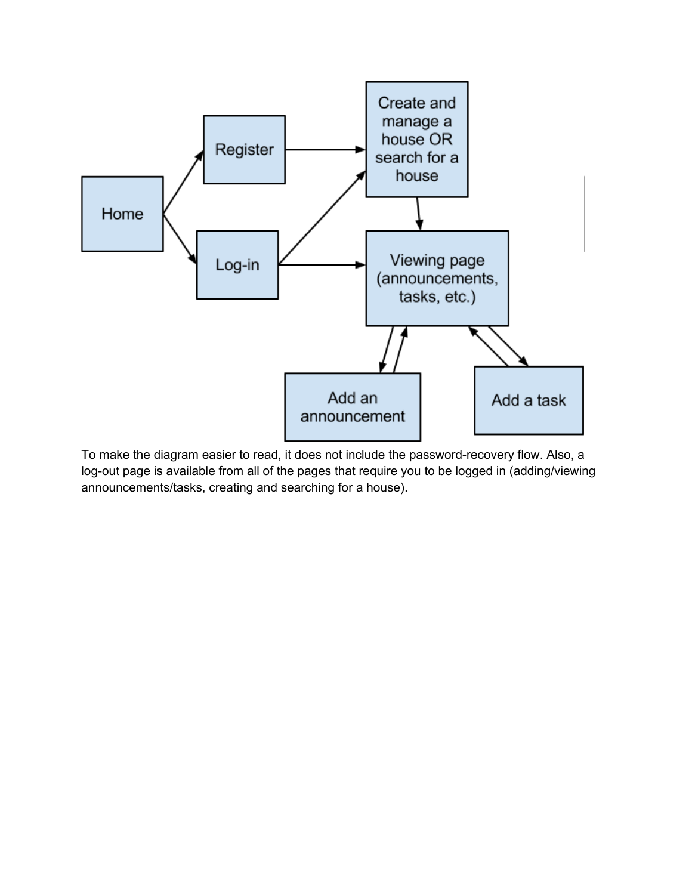Home

Register

Log-in

Create and manage a house OR search for a house

Viewing page (announcements, tasks, etc.)

Add an announcement

Add a task

To make the diagram easier to read, it does not include the password-recovery flow. Also, a log-out page is available from all of the pages that require you to be logged in (adding/viewing announcements/tasks, creating and searching for a house).